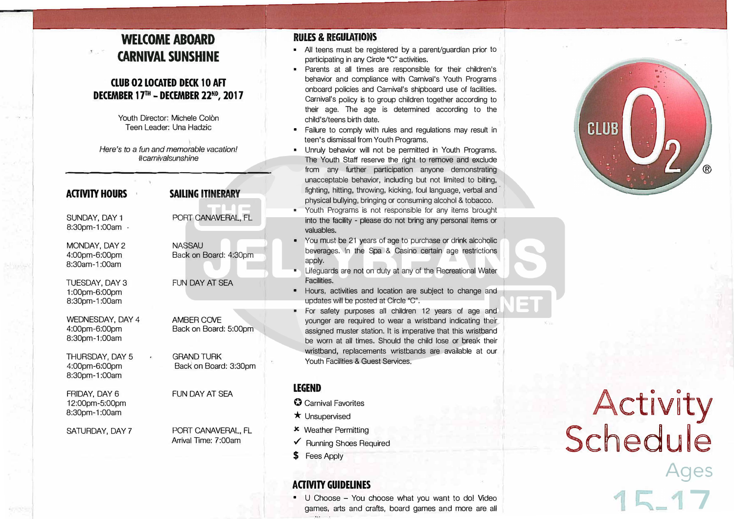# WELCOME ABOARD CARNIVAL SUNSHINE

## CLUB O2 LOCATED DECK 10 AFT
## DECEMBER 17TH – DECEMBER 22ND, 2017

Youth Director: Michele Colòn
Teen Leader: Una Hadzic

*Here's to a fun and memorable vacation!*
*#carnivalsunshine*

| ACTIVITY HOURS | SAILING ITINERARY |
|---|---|
| SUNDAY, DAY 1<br>8:30pm-1:00am | PORT CANAVERAL, FL |
| MONDAY, DAY 2<br>4:00pm-6:00pm<br>8:30am-1:00am | NASSAU<br>Back on Board: 4:30pm |
| TUESDAY, DAY 3<br>1:00pm-6:00pm<br>8:30pm-1:00am | FUN DAY AT SEA |
| WEDNESDAY, DAY 4<br>4:00pm-6:00pm<br>8:30pm-1:00am | AMBER COVE<br>Back on Board: 5:00pm |
| THURSDAY, DAY 5<br>4:00pm-6:00pm<br>8:30pm-1:00am | GRAND TURK<br>Back on Board: 3:30pm |
| FRIDAY, DAY 6<br>12:00pm-5:00pm<br>8:30pm-1:00am | FUN DAY AT SEA |
| SATURDAY, DAY 7 | PORT CANAVERAL, FL<br>Arrival Time: 7:00am |

## RULES & REGULATIONS

- All teens must be registered by a parent/guardian prior to participating in any Circle "C" activities.
- Parents at all times are responsible for their children's behavior and compliance with Carnival's Youth Programs onboard policies and Carnival's shipboard use of facilities. Carnival's policy is to group children together according to their age. The age is determined according to the child's/teens birth date.
- Failure to comply with rules and regulations may result in teen's dismissal from Youth Programs.
- Unruly behavior will not be permitted in Youth Programs. The Youth Staff reserve the right to remove and exclude from any further participation anyone demonstrating unacceptable behavior, including but not limited to biting, fighting, hitting, throwing, kicking, foul language, verbal and physical bullying, bringing or consuming alcohol & tobacco.
- Youth Programs is not responsible for any items brought into the facility - please do not bring any personal items or valuables.
- You must be 21 years of age to purchase or drink alcoholic beverages. In the Spa & Casino certain age restrictions apply.
- Lifeguards are not on duty at any of the Recreational Water Facilities.
- Hours, activities and location are subject to change and updates will be posted at Circle "C".
- For safety purposes all children 12 years of age and younger are required to wear a wristband indicating their assigned muster station. It is imperative that this wristband be worn at all times. Should the child lose or break their wristband, replacements wristbands are available at our Youth Facilities & Guest Services.

## LEGEND

- ✪ Carnival Favorites
- ★ Unsupervised
- ✖ Weather Permitting
- ✓ Running Shoes Required
- $ Fees Apply

## ACTIVITY GUIDELINES

- U Choose – You choose what you want to do! Video games, arts and crafts, board games and more are all

CLUB O2®

# Activity Schedule

Ages 15-17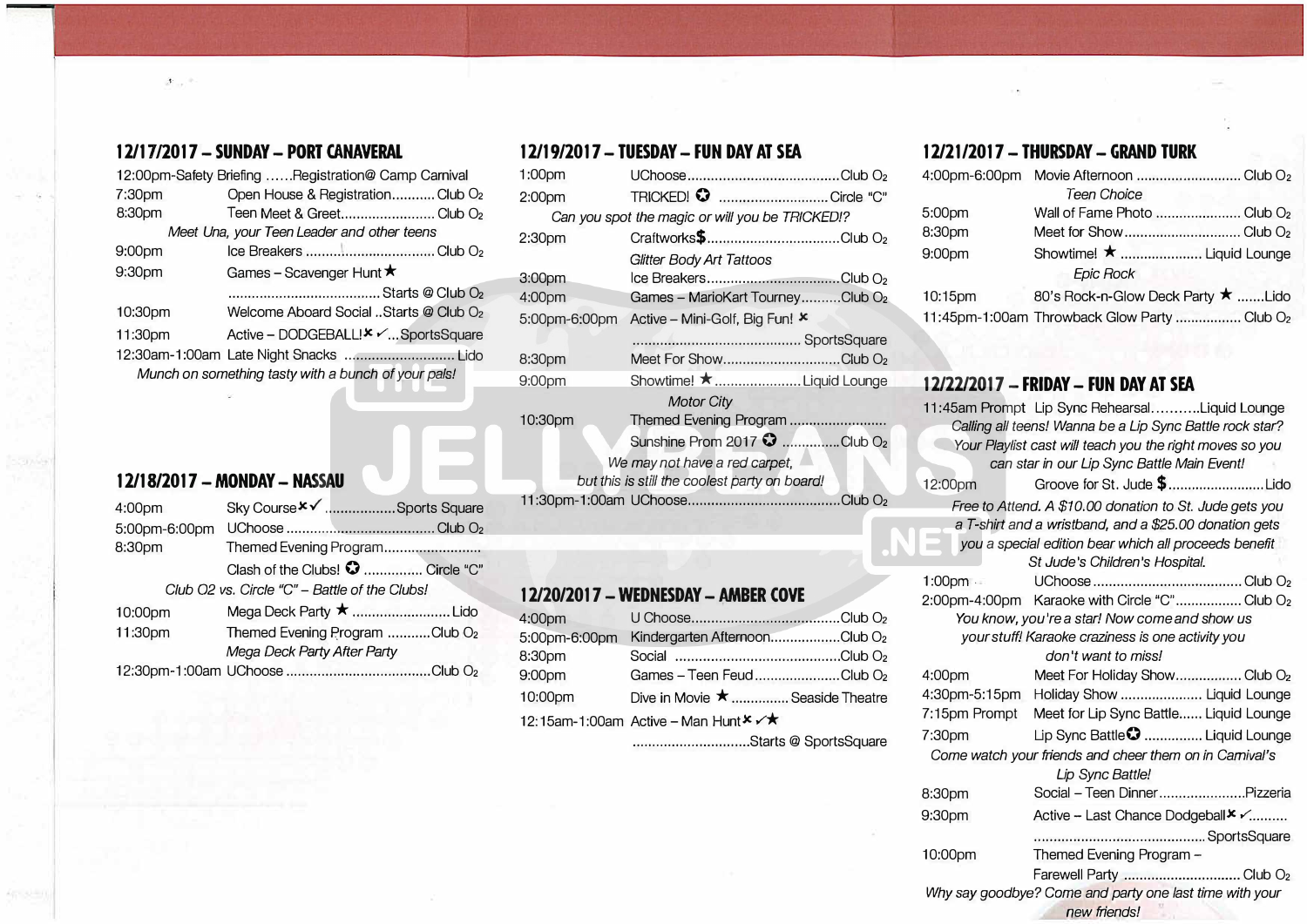## 12/17/2017 – SUNDAY – PORT CANAVERAL

12:00pm-Safety Briefing ......Registration@ Camp Carnival

7:30pm Open House & Registration........... Club $O_2$

8:30pm Teen Meet & Greet........................ Club $O_2$

*Meet Una, your Teen Leader and other teens*

9:00pm Ice Breakers .................................. Club $O_2$

9:30pm Games – Scavenger Hunt ★ ...................................... Starts @ Club $O_2$

10:30pm Welcome Aboard Social ..Starts @ Club $O_2$

11:30pm Active – DODGEBALL! ✕ ✓...SportsSquare

12:30am-1:00am Late Night Snacks ............................ Lido

*Munch on something tasty with a bunch of your pals!*

## 12/18/2017 – MONDAY – NASSAU

4:00pm Sky Course ✕ ✓ .................Sports Square

5:00pm-6:00pm UChoose ..................................... Club $O_2$

8:30pm Themed Evening Program........................ Clash of the Clubs! ✪ ............... Circle "C"

*Club O2 vs. Circle "C" – Battle of the Clubs!*

10:00pm Mega Deck Party ★ ......................... Lido

11:30pm Themed Evening Program ...........Club $O_2$

*Mega Deck Party After Party*

12:30pm-1:00am UChoose ....................................Club $O_2$

## 12/19/2017 – TUESDAY – FUN DAY AT SEA

1:00pm UChoose.......................................Club $O_2$

2:00pm TRICKED! ✪ ............................Circle "C"

*Can you spot the magic or will you be TRICKED!?*

2:30pm Craftworks $ ..................................Club $O_2$

*Glitter Body Art Tattoos*

3:00pm Ice Breakers..................................Club $O_2$

4:00pm Games – MarioKart Tourney..........Club $O_2$

5:00pm-6:00pm Active – Mini-Golf, Big Fun! ✕ .......................................... SportsSquare

8:30pm Meet For Show..............................Club $O_2$

9:00pm Showtime! ★......................Liquid Lounge

*Motor City*

10:30pm Themed Evening Program ......................... Sunshine Prom 2017 ✪ ..............Club $O_2$

*We may not have a red carpet, but this is still the coolest party on board!*

11:30pm-1:00am UChoose.......................................Club $O_2$

## 12/20/2017 – WEDNESDAY – AMBER COVE

4:00pm U Choose.......................................Club $O_2$

5:00pm-6:00pm Kindergarten Afternoon..................Club $O_2$

8:30pm Social ..........................................Club $O_2$

9:00pm Games – Teen Feud......................Club $O_2$

10:00pm Dive in Movie ★.............. Seaside Theatre

12:15am-1:00am Active – Man Hunt ✕ ✓★ ..............................Starts @ SportsSquare

## 12/21/2017 – THURSDAY – GRAND TURK

4:00pm-6:00pm Movie Afternoon ........................... Club $O_2$

*Teen Choice*

5:00pm Wall of Fame Photo ...................... Club $O_2$

8:30pm Meet for Show............................. Club $O_2$

9:00pm Showtime! ★ ..................... Liquid Lounge

*Epic Rock*

10:15pm 80's Rock-n-Glow Deck Party ★ .......Lido

11:45pm-1:00am Throwback Glow Party ................ Club $O_2$

## 12/22/2017 – FRIDAY – FUN DAY AT SEA

11:45am Prompt Lip Sync Rehearsal...........Liquid Lounge

*Calling all teens! Wanna be a Lip Sync Battle rock star? Your Playlist cast will teach you the right moves so you can star in our Lip Sync Battle Main Event!*

12:00pm Groove for St. Jude $.........................Lido

*Free to Attend. A $10.00 donation to St. Jude gets you a T-shirt and a wristband, and a $25.00 donation gets you a special edition bear which all proceeds benefit St Jude's Children's Hospital.*

1:00pm UChoose.....................................Club $O_2$

2:00pm-4:00pm Karaoke with Circle "C".................Club $O_2$

*You know, you're a star! Now come and show us your stuff! Karaoke craziness is one activity you don't want to miss!*

4:00pm Meet For Holiday Show................. Club $O_2$

4:30pm-5:15pm Holiday Show ..................... Liquid Lounge

7:15pm Prompt Meet for Lip Sync Battle...... Liquid Lounge

7:30pm Lip Sync Battle ✪ .............. Liquid Lounge

*Come watch your friends and cheer them on in Carnival's Lip Sync Battle!*

8:30pm Social – Teen Dinner......................Pizzeria

9:30pm Active – Last Chance Dodgeball ✕ ✓......... ............................................SportsSquare

10:00pm Themed Evening Program – Farewell Party .............................. Club $O_2$

*Why say goodbye? Come and party one last time with your new friends!*